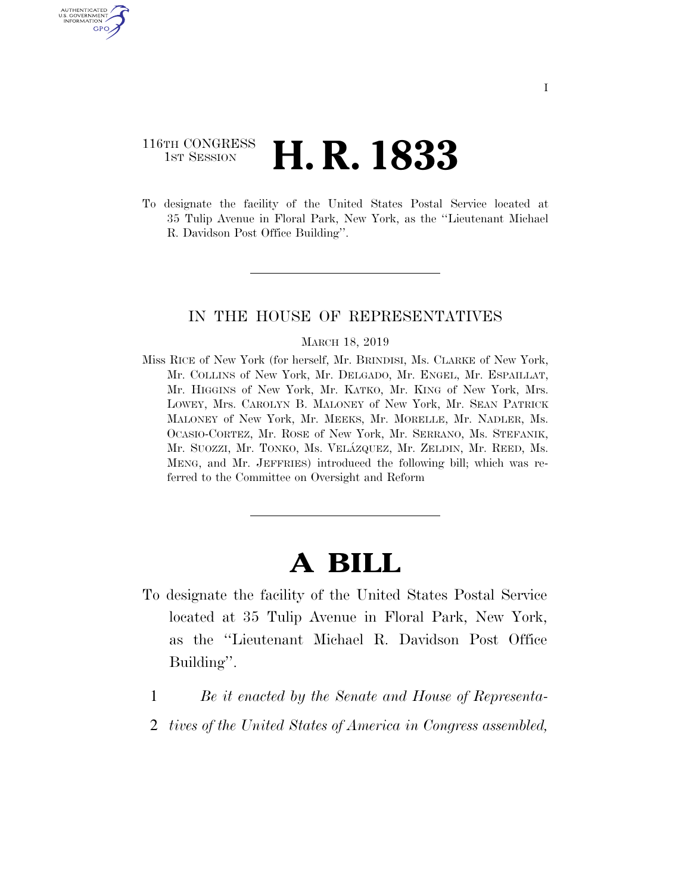116TH CONGRESS
1ST SESSION

# H. R. 1833

To designate the facility of the United States Postal Service located at 35 Tulip Avenue in Floral Park, New York, as the ''Lieutenant Michael R. Davidson Post Office Building''.

IN THE HOUSE OF REPRESENTATIVES

MARCH 18, 2019

Miss RICE of New York (for herself, Mr. BRINDISI, Ms. CLARKE of New York, Mr. COLLINS of New York, Mr. DELGADO, Mr. ENGEL, Mr. ESPAILLAT, Mr. HIGGINS of New York, Mr. KATKO, Mr. KING of New York, Mrs. LOWEY, Mrs. CAROLYN B. MALONEY of New York, Mr. SEAN PATRICK MALONEY of New York, Mr. MEEKS, Mr. MORELLE, Mr. NADLER, Ms. OCASIO-CORTEZ, Mr. ROSE of New York, Mr. SERRANO, Ms. STEFANIK, Mr. SUOZZI, Mr. TONKO, Ms. VELÁZQUEZ, Mr. ZELDIN, Mr. REED, Ms. MENG, and Mr. JEFFRIES) introduced the following bill; which was referred to the Committee on Oversight and Reform

# A BILL

To designate the facility of the United States Postal Service located at 35 Tulip Avenue in Floral Park, New York, as the ''Lieutenant Michael R. Davidson Post Office Building''.

1 *Be it enacted by the Senate and House of Representa-*
2 *tives of the United States of America in Congress assembled,*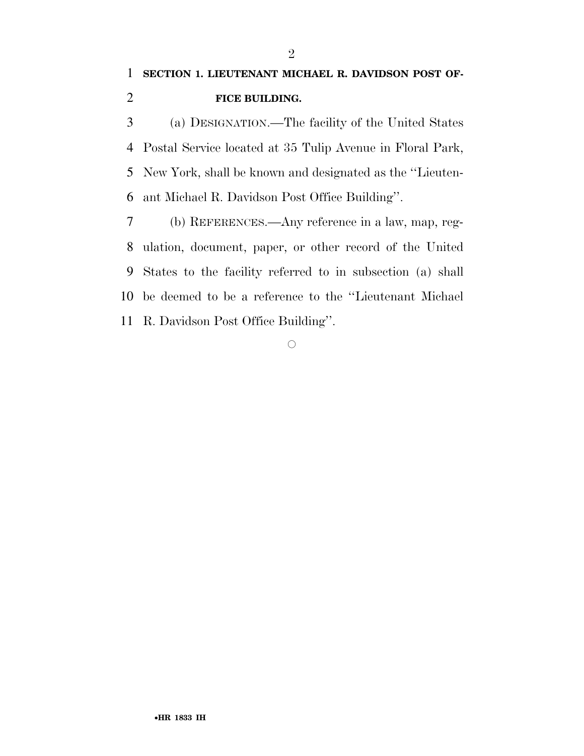**SECTION 1. LIEUTENANT MICHAEL R. DAVIDSON POST OFFICE BUILDING.**

(a) DESIGNATION.—The facility of the United States Postal Service located at 35 Tulip Avenue in Floral Park, New York, shall be known and designated as the "Lieutenant Michael R. Davidson Post Office Building".

(b) REFERENCES.—Any reference in a law, map, regulation, document, paper, or other record of the United States to the facility referred to in subsection (a) shall be deemed to be a reference to the "Lieutenant Michael R. Davidson Post Office Building".

○